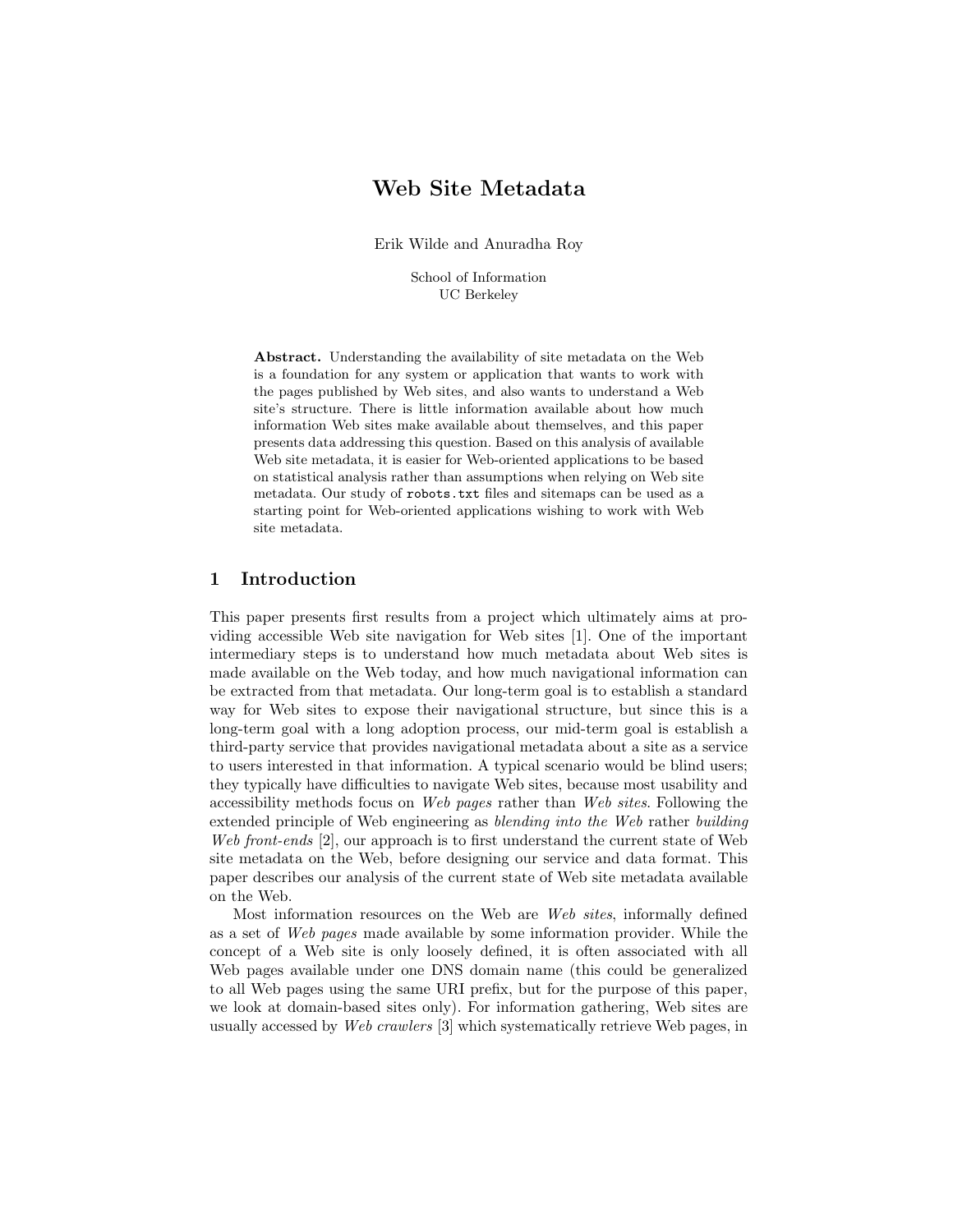# Web Site Metadata

Erik Wilde and Anuradha Roy

School of Information
UC Berkeley

**Abstract.** Understanding the availability of site metadata on the Web is a foundation for any system or application that wants to work with the pages published by Web sites, and also wants to understand a Web site's structure. There is little information available about how much information Web sites make available about themselves, and this paper presents data addressing this question. Based on this analysis of available Web site metadata, it is easier for Web-oriented applications to be based on statistical analysis rather than assumptions when relying on Web site metadata. Our study of `robots.txt` files and sitemaps can be used as a starting point for Web-oriented applications wishing to work with Web site metadata.

## 1 Introduction

This paper presents first results from a project which ultimately aims at providing accessible Web site navigation for Web sites [1]. One of the important intermediary steps is to understand how much metadata about Web sites is made available on the Web today, and how much navigational information can be extracted from that metadata. Our long-term goal is to establish a standard way for Web sites to expose their navigational structure, but since this is a long-term goal with a long adoption process, our mid-term goal is establish a third-party service that provides navigational metadata about a site as a service to users interested in that information. A typical scenario would be blind users; they typically have difficulties to navigate Web sites, because most usability and accessibility methods focus on *Web pages* rather than *Web sites*. Following the extended principle of Web engineering as *blending into the Web* rather *building Web front-ends* [2], our approach is to first understand the current state of Web site metadata on the Web, before designing our service and data format. This paper describes our analysis of the current state of Web site metadata available on the Web.

Most information resources on the Web are *Web sites*, informally defined as a set of *Web pages* made available by some information provider. While the concept of a Web site is only loosely defined, it is often associated with all Web pages available under one DNS domain name (this could be generalized to all Web pages using the same URI prefix, but for the purpose of this paper, we look at domain-based sites only). For information gathering, Web sites are usually accessed by *Web crawlers* [3] which systematically retrieve Web pages, in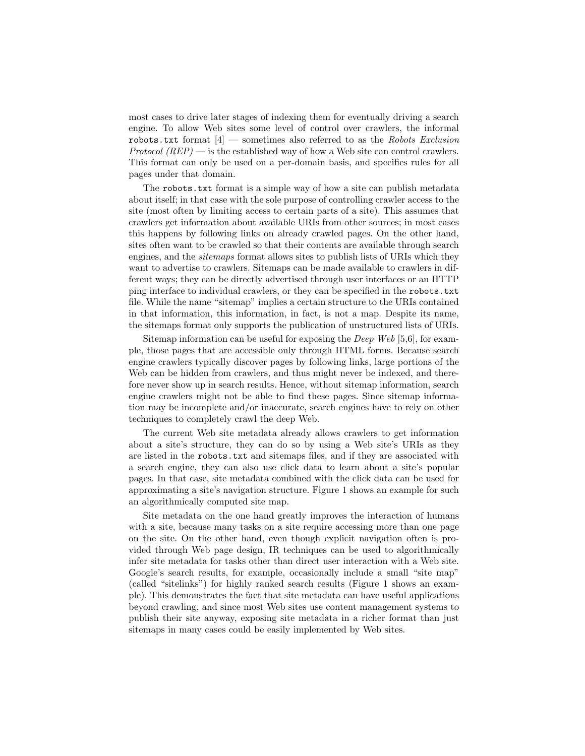most cases to drive later stages of indexing them for eventually driving a search engine. To allow Web sites some level of control over crawlers, the informal `robots.txt` format [4] — sometimes also referred to as the *Robots Exclusion Protocol (REP)* — is the established way of how a Web site can control crawlers. This format can only be used on a per-domain basis, and specifies rules for all pages under that domain.

The `robots.txt` format is a simple way of how a site can publish metadata about itself; in that case with the sole purpose of controlling crawler access to the site (most often by limiting access to certain parts of a site). This assumes that crawlers get information about available URIs from other sources; in most cases this happens by following links on already crawled pages. On the other hand, sites often want to be crawled so that their contents are available through search engines, and the *sitemaps* format allows sites to publish lists of URIs which they want to advertise to crawlers. Sitemaps can be made available to crawlers in different ways; they can be directly advertised through user interfaces or an HTTP ping interface to individual crawlers, or they can be specified in the `robots.txt` file. While the name "sitemap" implies a certain structure to the URIs contained in that information, this information, in fact, is not a map. Despite its name, the sitemaps format only supports the publication of unstructured lists of URIs.

Sitemap information can be useful for exposing the *Deep Web* [5,6], for example, those pages that are accessible only through HTML forms. Because search engine crawlers typically discover pages by following links, large portions of the Web can be hidden from crawlers, and thus might never be indexed, and therefore never show up in search results. Hence, without sitemap information, search engine crawlers might not be able to find these pages. Since sitemap information may be incomplete and/or inaccurate, search engines have to rely on other techniques to completely crawl the deep Web.

The current Web site metadata already allows crawlers to get information about a site's structure, they can do so by using a Web site's URIs as they are listed in the `robots.txt` and sitemaps files, and if they are associated with a search engine, they can also use click data to learn about a site's popular pages. In that case, site metadata combined with the click data can be used for approximating a site's navigation structure. Figure 1 shows an example for such an algorithmically computed site map.

Site metadata on the one hand greatly improves the interaction of humans with a site, because many tasks on a site require accessing more than one page on the site. On the other hand, even though explicit navigation often is provided through Web page design, IR techniques can be used to algorithmically infer site metadata for tasks other than direct user interaction with a Web site. Google's search results, for example, occasionally include a small "site map" (called "sitelinks") for highly ranked search results (Figure 1 shows an example). This demonstrates the fact that site metadata can have useful applications beyond crawling, and since most Web sites use content management systems to publish their site anyway, exposing site metadata in a richer format than just sitemaps in many cases could be easily implemented by Web sites.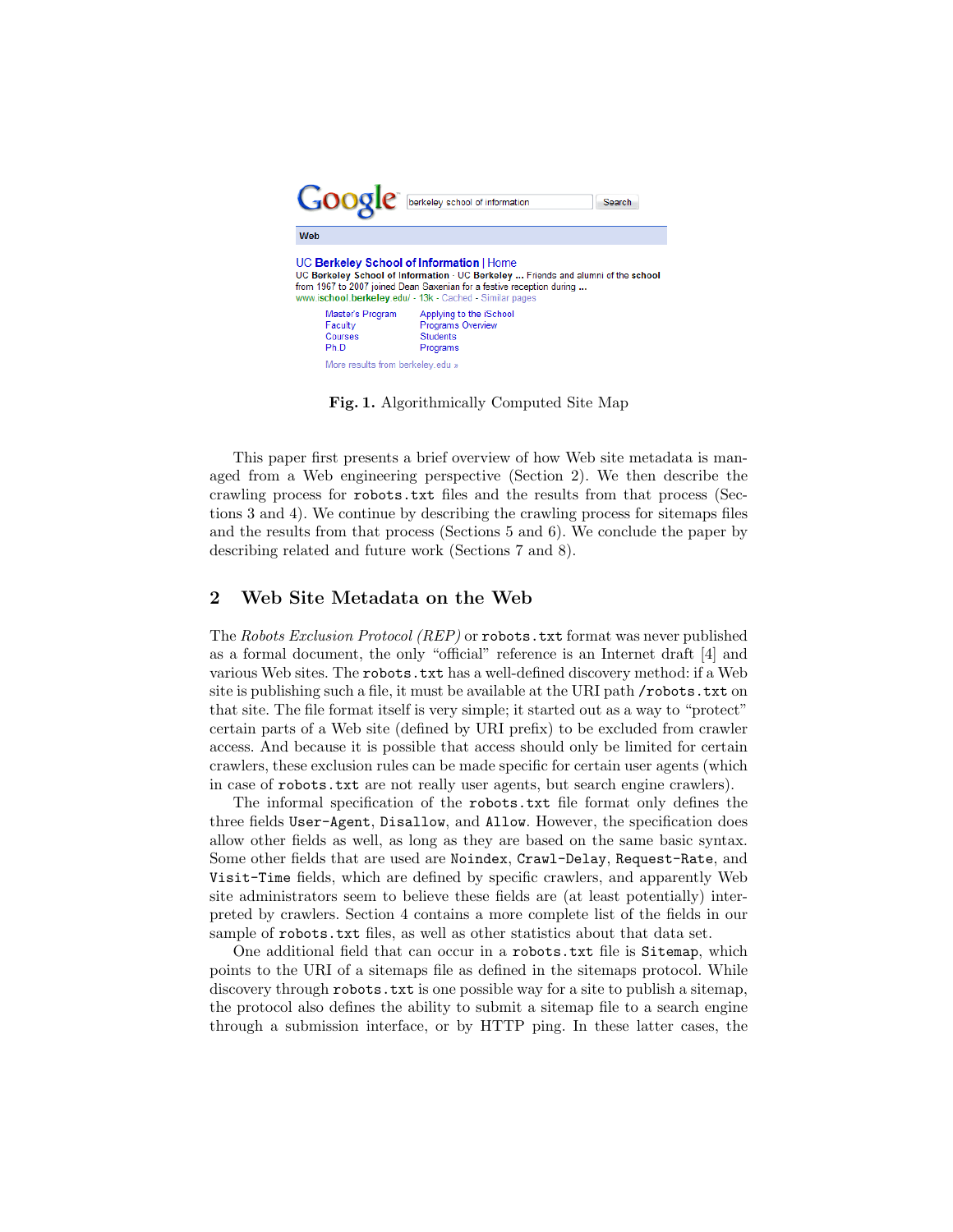Fig. 1. Algorithmically Computed Site Map

This paper first presents a brief overview of how Web site metadata is managed from a Web engineering perspective (Section 2). We then describe the crawling process for `robots.txt` files and the results from that process (Sections 3 and 4). We continue by describing the crawling process for sitemaps files and the results from that process (Sections 5 and 6). We conclude the paper by describing related and future work (Sections 7 and 8).

## 2 Web Site Metadata on the Web

The *Robots Exclusion Protocol (REP)* or `robots.txt` format was never published as a formal document, the only "official" reference is an Internet draft [4] and various Web sites. The `robots.txt` has a well-defined discovery method: if a Web site is publishing such a file, it must be available at the URI path `/robots.txt` on that site. The file format itself is very simple; it started out as a way to "protect" certain parts of a Web site (defined by URI prefix) to be excluded from crawler access. And because it is possible that access should only be limited for certain crawlers, these exclusion rules can be made specific for certain user agents (which in case of `robots.txt` are not really user agents, but search engine crawlers).

The informal specification of the `robots.txt` file format only defines the three fields `User-Agent`, `Disallow`, and `Allow`. However, the specification does allow other fields as well, as long as they are based on the same basic syntax. Some other fields that are used are `Noindex`, `Crawl-Delay`, `Request-Rate`, and `Visit-Time` fields, which are defined by specific crawlers, and apparently Web site administrators seem to believe these fields are (at least potentially) interpreted by crawlers. Section 4 contains a more complete list of the fields in our sample of `robots.txt` files, as well as other statistics about that data set.

One additional field that can occur in a `robots.txt` file is `Sitemap`, which points to the URI of a sitemaps file as defined in the sitemaps protocol. While discovery through `robots.txt` is one possible way for a site to publish a sitemap, the protocol also defines the ability to submit a sitemap file to a search engine through a submission interface, or by HTTP ping. In these latter cases, the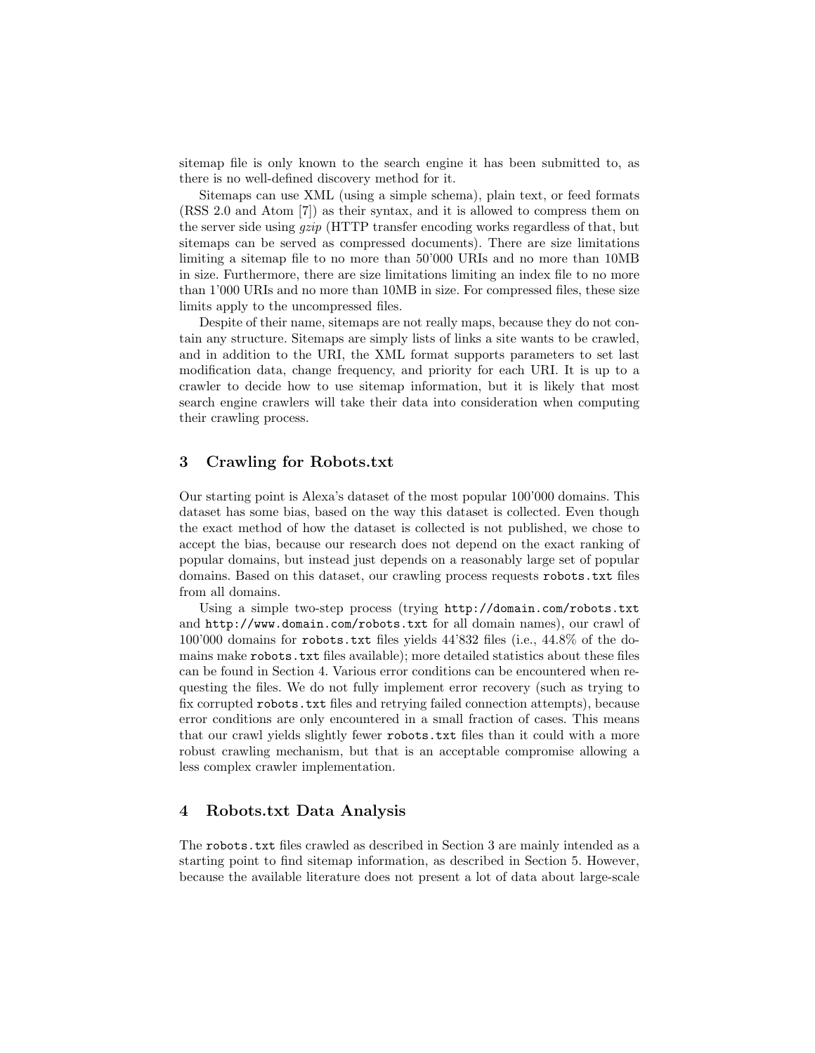sitemap file is only known to the search engine it has been submitted to, as there is no well-defined discovery method for it.

Sitemaps can use XML (using a simple schema), plain text, or feed formats (RSS 2.0 and Atom [7]) as their syntax, and it is allowed to compress them on the server side using *gzip* (HTTP transfer encoding works regardless of that, but sitemaps can be served as compressed documents). There are size limitations limiting a sitemap file to no more than 50'000 URIs and no more than 10MB in size. Furthermore, there are size limitations limiting an index file to no more than 1'000 URIs and no more than 10MB in size. For compressed files, these size limits apply to the uncompressed files.

Despite of their name, sitemaps are not really maps, because they do not contain any structure. Sitemaps are simply lists of links a site wants to be crawled, and in addition to the URI, the XML format supports parameters to set last modification data, change frequency, and priority for each URI. It is up to a crawler to decide how to use sitemap information, but it is likely that most search engine crawlers will take their data into consideration when computing their crawling process.

## 3 Crawling for Robots.txt

Our starting point is Alexa's dataset of the most popular 100'000 domains. This dataset has some bias, based on the way this dataset is collected. Even though the exact method of how the dataset is collected is not published, we chose to accept the bias, because our research does not depend on the exact ranking of popular domains, but instead just depends on a reasonably large set of popular domains. Based on this dataset, our crawling process requests `robots.txt` files from all domains.

Using a simple two-step process (trying `http://domain.com/robots.txt` and `http://www.domain.com/robots.txt` for all domain names), our crawl of 100'000 domains for `robots.txt` files yields 44'832 files (i.e., 44.8% of the domains make `robots.txt` files available); more detailed statistics about these files can be found in Section 4. Various error conditions can be encountered when requesting the files. We do not fully implement error recovery (such as trying to fix corrupted `robots.txt` files and retrying failed connection attempts), because error conditions are only encountered in a small fraction of cases. This means that our crawl yields slightly fewer `robots.txt` files than it could with a more robust crawling mechanism, but that is an acceptable compromise allowing a less complex crawler implementation.

## 4 Robots.txt Data Analysis

The `robots.txt` files crawled as described in Section 3 are mainly intended as a starting point to find sitemap information, as described in Section 5. However, because the available literature does not present a lot of data about large-scale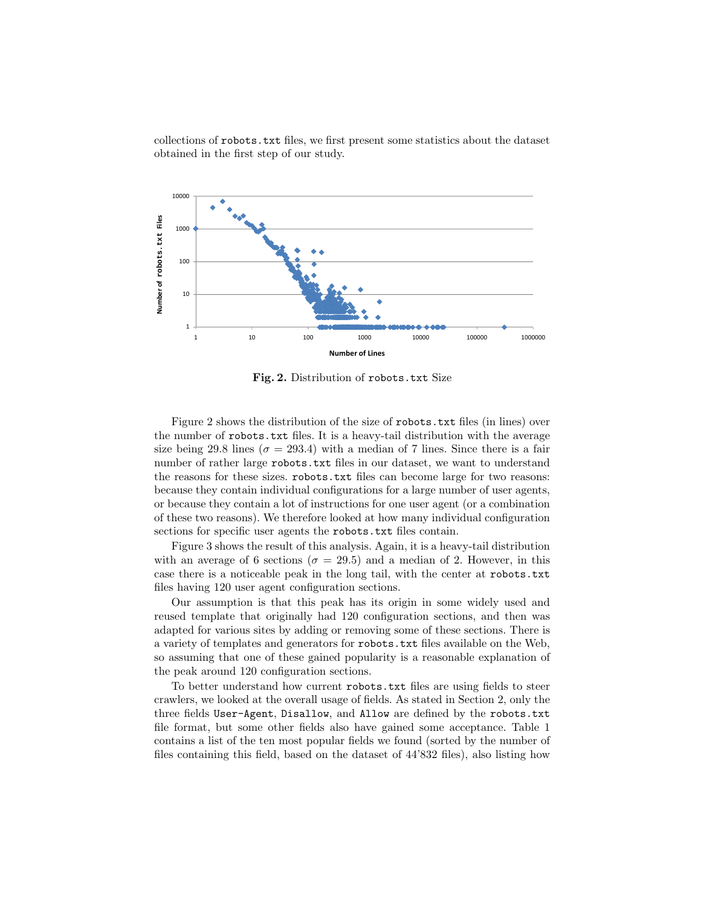collections of `robots.txt` files, we first present some statistics about the dataset obtained in the first step of our study.

**Fig. 2.** Distribution of `robots.txt` Size

Figure 2 shows the distribution of the size of `robots.txt` files (in lines) over the number of `robots.txt` files. It is a heavy-tail distribution with the average size being 29.8 lines ($\sigma = 293.4$) with a median of 7 lines. Since there is a fair number of rather large `robots.txt` files in our dataset, we want to understand the reasons for these sizes. `robots.txt` files can become large for two reasons: because they contain individual configurations for a large number of user agents, or because they contain a lot of instructions for one user agent (or a combination of these two reasons). We therefore looked at how many individual configuration sections for specific user agents the `robots.txt` files contain.

Figure 3 shows the result of this analysis. Again, it is a heavy-tail distribution with an average of 6 sections ($\sigma = 29.5$) and a median of 2. However, in this case there is a noticeable peak in the long tail, with the center at `robots.txt` files having 120 user agent configuration sections.

Our assumption is that this peak has its origin in some widely used and reused template that originally had 120 configuration sections, and then was adapted for various sites by adding or removing some of these sections. There is a variety of templates and generators for `robots.txt` files available on the Web, so assuming that one of these gained popularity is a reasonable explanation of the peak around 120 configuration sections.

To better understand how current `robots.txt` files are using fields to steer crawlers, we looked at the overall usage of fields. As stated in Section 2, only the three fields `User-Agent`, `Disallow`, and `Allow` are defined by the `robots.txt` file format, but some other fields also have gained some acceptance. Table 1 contains a list of the ten most popular fields we found (sorted by the number of files containing this field, based on the dataset of 44'832 files), also listing how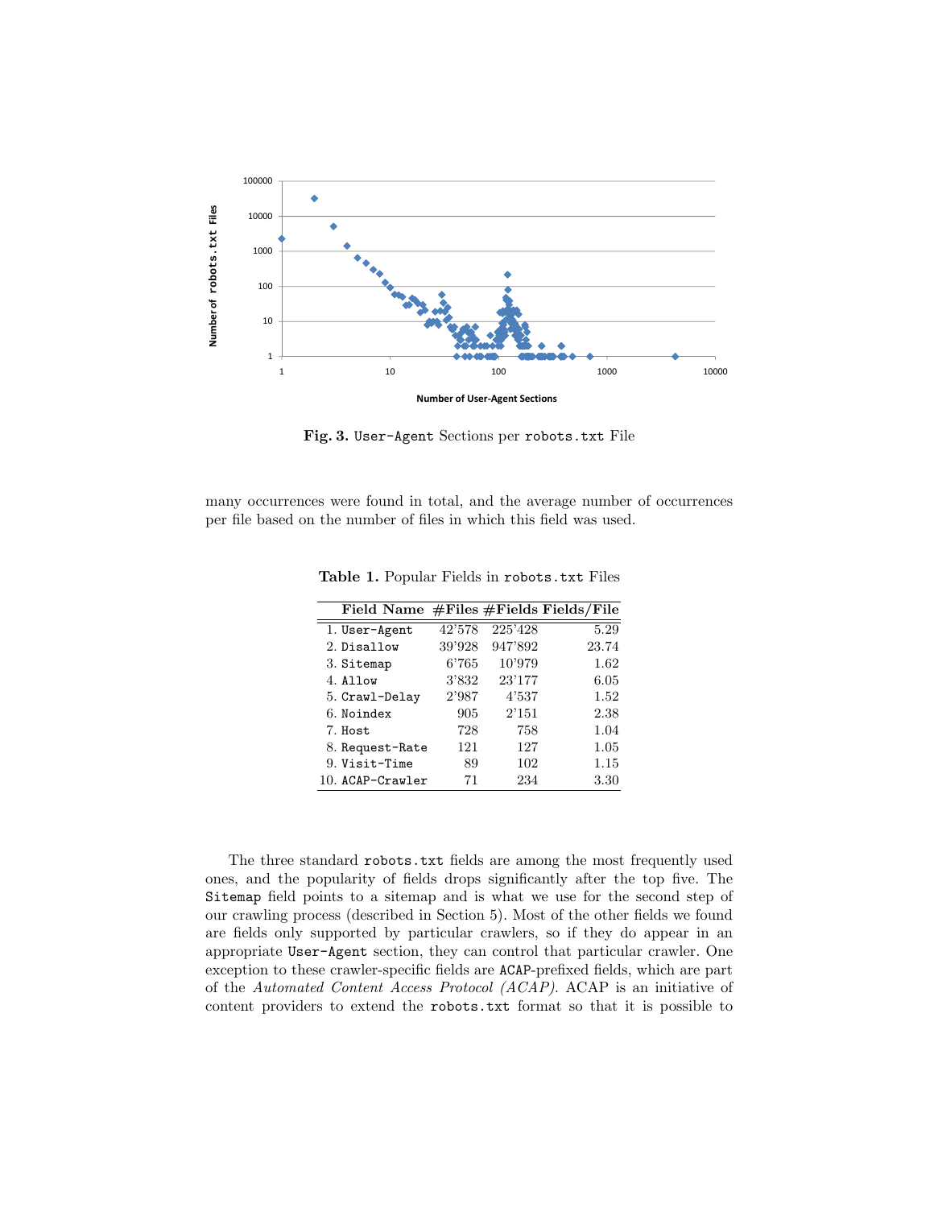**Fig. 3.** `User-Agent` Sections per `robots.txt` File

many occurrences were found in total, and the average number of occurrences per file based on the number of files in which this field was used.

**Table 1.** Popular Fields in `robots.txt` Files

| Field Name | #Files | #Fields | Fields/File |
|---|---|---|---|
| 1. `User-Agent` | 42'578 | 225'428 | 5.29 |
| 2. `Disallow` | 39'928 | 947'892 | 23.74 |
| 3. `Sitemap` | 6'765 | 10'979 | 1.62 |
| 4. `Allow` | 3'832 | 23'177 | 6.05 |
| 5. `Crawl-Delay` | 2'987 | 4'537 | 1.52 |
| 6. `Noindex` | 905 | 2'151 | 2.38 |
| 7. `Host` | 728 | 758 | 1.04 |
| 8. `Request-Rate` | 121 | 127 | 1.05 |
| 9. `Visit-Time` | 89 | 102 | 1.15 |
| 10. `ACAP-Crawler` | 71 | 234 | 3.30 |

The three standard `robots.txt` fields are among the most frequently used ones, and the popularity of fields drops significantly after the top five. The `Sitemap` field points to a sitemap and is what we use for the second step of our crawling process (described in Section 5). Most of the other fields we found are fields only supported by particular crawlers, so if they do appear in an appropriate `User-Agent` section, they can control that particular crawler. One exception to these crawler-specific fields are `ACAP`-prefixed fields, which are part of the *Automated Content Access Protocol (ACAP)*. ACAP is an initiative of content providers to extend the `robots.txt` format so that it is possible to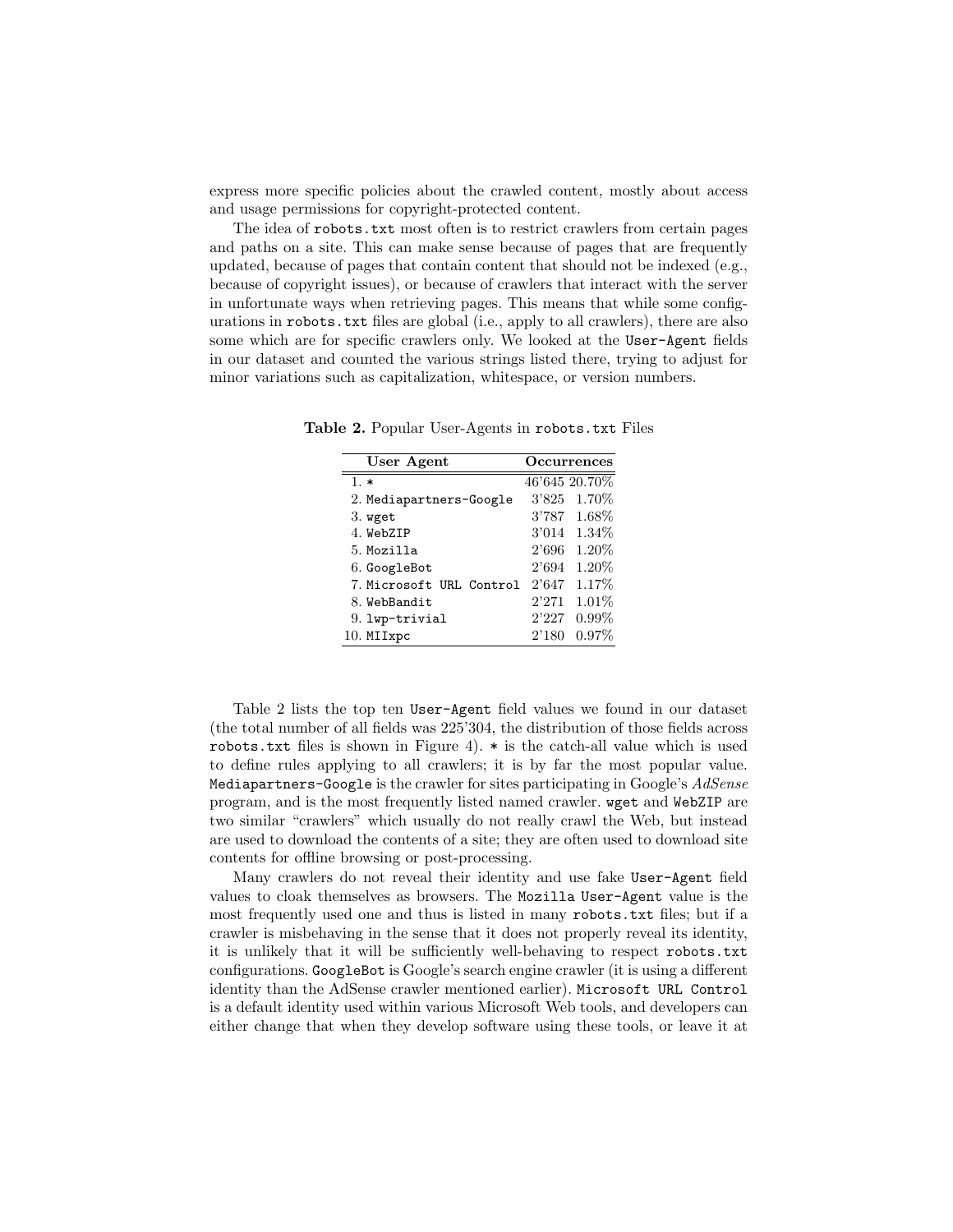express more specific policies about the crawled content, mostly about access and usage permissions for copyright-protected content.

The idea of `robots.txt` most often is to restrict crawlers from certain pages and paths on a site. This can make sense because of pages that are frequently updated, because of pages that contain content that should not be indexed (e.g., because of copyright issues), or because of crawlers that interact with the server in unfortunate ways when retrieving pages. This means that while some configurations in `robots.txt` files are global (i.e., apply to all crawlers), there are also some which are for specific crawlers only. We looked at the `User-Agent` fields in our dataset and counted the various strings listed there, trying to adjust for minor variations such as capitalization, whitespace, or version numbers.

**Table 2.** Popular User-Agents in `robots.txt` Files

| User Agent | Occurrences | |
|---|---|---|
| 1. `*` | 46'645 | 20.70% |
| 2. `Mediapartners-Google` | 3'825 | 1.70% |
| 3. `wget` | 3'787 | 1.68% |
| 4. `WebZIP` | 3'014 | 1.34% |
| 5. `Mozilla` | 2'696 | 1.20% |
| 6. `GoogleBot` | 2'694 | 1.20% |
| 7. `Microsoft URL Control` | 2'647 | 1.17% |
| 8. `WebBandit` | 2'271 | 1.01% |
| 9. `lwp-trivial` | 2'227 | 0.99% |
| 10. `MIIxpc` | 2'180 | 0.97% |

Table 2 lists the top ten `User-Agent` field values we found in our dataset (the total number of all fields was 225'304, the distribution of those fields across `robots.txt` files is shown in Figure 4). `*` is the catch-all value which is used to define rules applying to all crawlers; it is by far the most popular value. `Mediapartners-Google` is the crawler for sites participating in Google's *AdSense* program, and is the most frequently listed named crawler. `wget` and `WebZIP` are two similar "crawlers" which usually do not really crawl the Web, but instead are used to download the contents of a site; they are often used to download site contents for offline browsing or post-processing.

Many crawlers do not reveal their identity and use fake `User-Agent` field values to cloak themselves as browsers. The `Mozilla` `User-Agent` value is the most frequently used one and thus is listed in many `robots.txt` files; but if a crawler is misbehaving in the sense that it does not properly reveal its identity, it is unlikely that it will be sufficiently well-behaving to respect `robots.txt` configurations. `GoogleBot` is Google's search engine crawler (it is using a different identity than the AdSense crawler mentioned earlier). `Microsoft URL Control` is a default identity used within various Microsoft Web tools, and developers can either change that when they develop software using these tools, or leave it at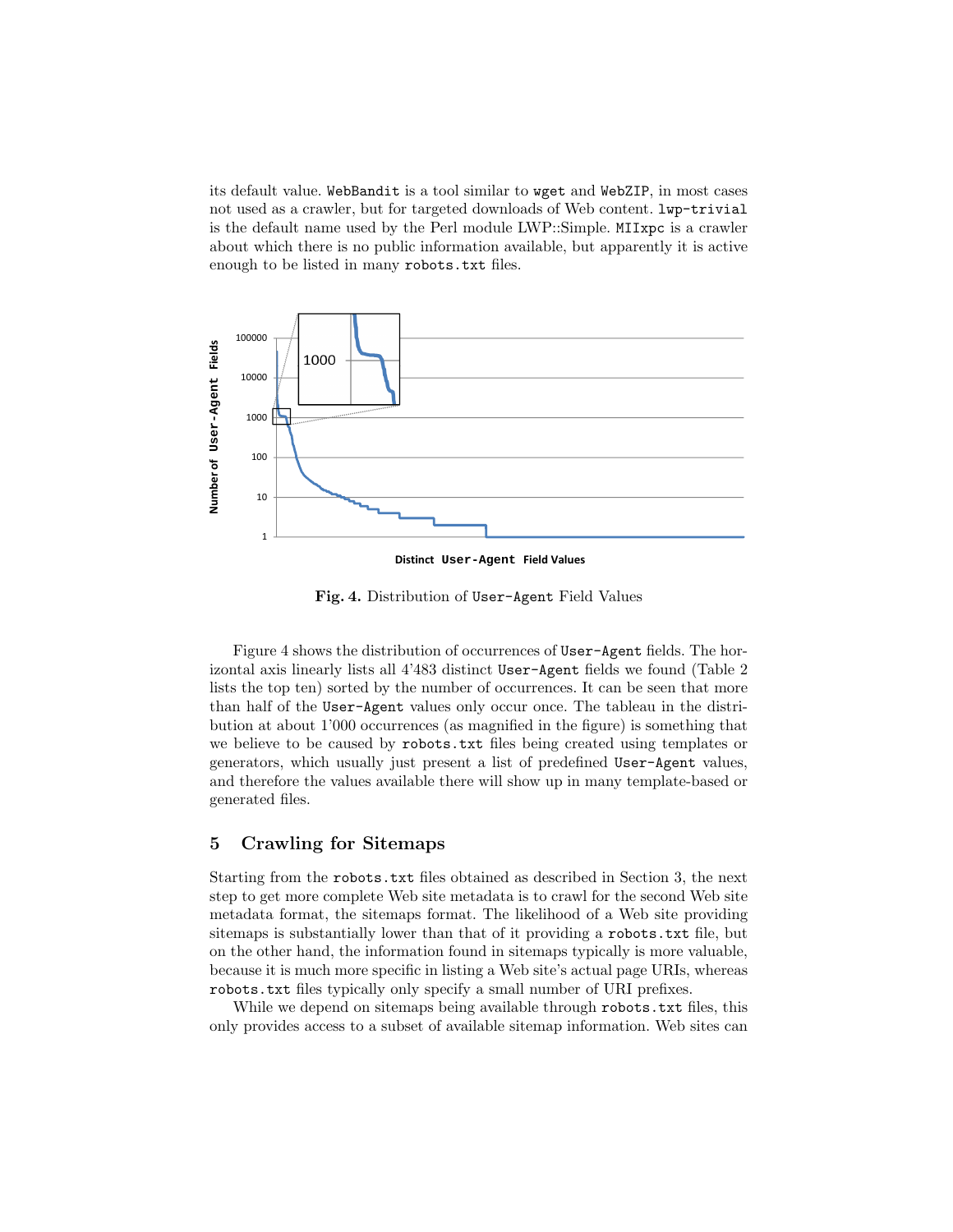its default value. `WebBandit` is a tool similar to `wget` and `WebZIP`, in most cases not used as a crawler, but for targeted downloads of Web content. `lwp-trivial` is the default name used by the Perl module LWP::Simple. `MIIxpc` is a crawler about which there is no public information available, but apparently it is active enough to be listed in many `robots.txt` files.

**Fig. 4.** Distribution of `User-Agent` Field Values

Figure 4 shows the distribution of occurrences of `User-Agent` fields. The horizontal axis linearly lists all 4'483 distinct `User-Agent` fields we found (Table 2 lists the top ten) sorted by the number of occurrences. It can be seen that more than half of the `User-Agent` values only occur once. The tableau in the distribution at about 1'000 occurrences (as magnified in the figure) is something that we believe to be caused by `robots.txt` files being created using templates or generators, which usually just present a list of predefined `User-Agent` values, and therefore the values available there will show up in many template-based or generated files.

## 5 Crawling for Sitemaps

Starting from the `robots.txt` files obtained as described in Section 3, the next step to get more complete Web site metadata is to crawl for the second Web site metadata format, the sitemaps format. The likelihood of a Web site providing sitemaps is substantially lower than that of it providing a `robots.txt` file, but on the other hand, the information found in sitemaps typically is more valuable, because it is much more specific in listing a Web site's actual page URIs, whereas `robots.txt` files typically only specify a small number of URI prefixes.

While we depend on sitemaps being available through `robots.txt` files, this only provides access to a subset of available sitemap information. Web sites can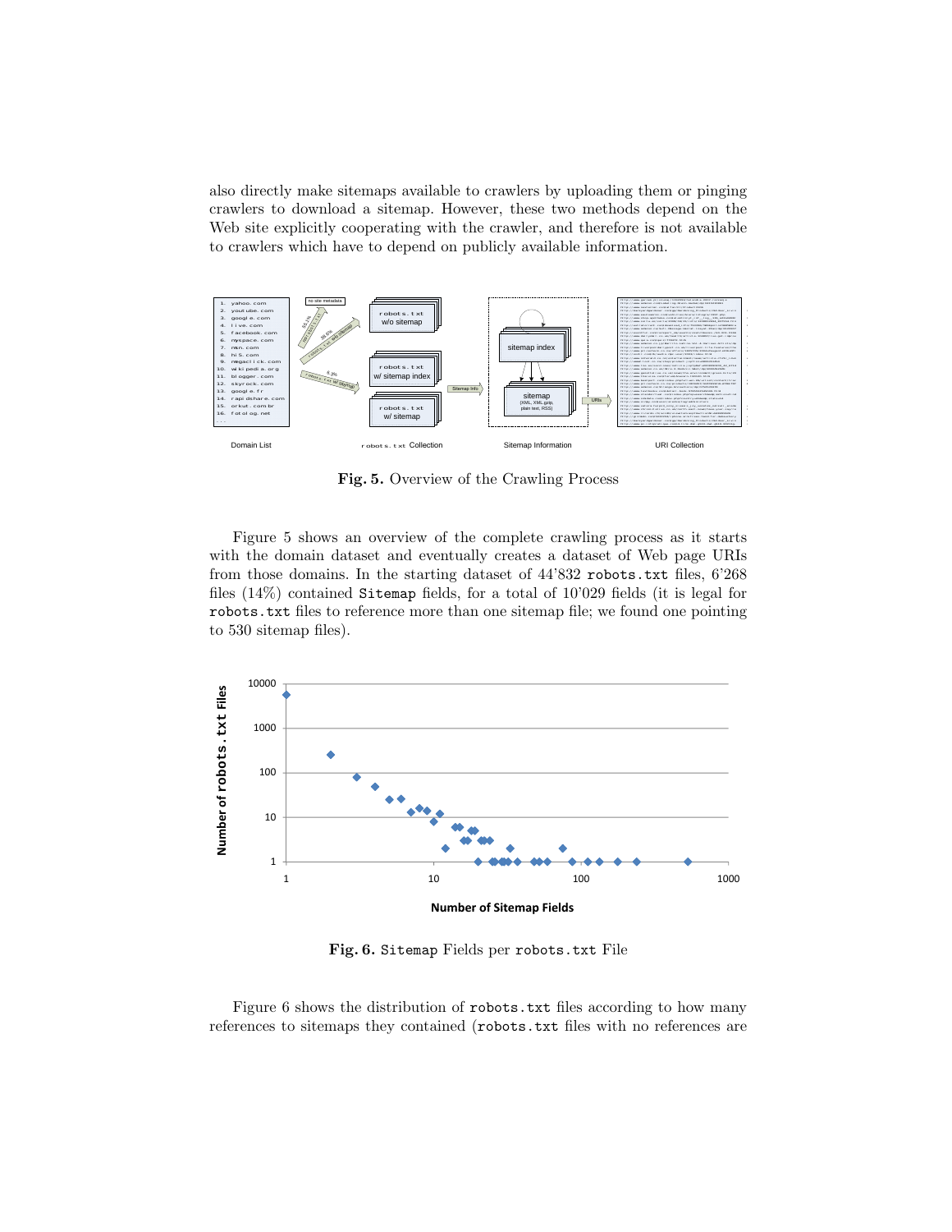also directly make sitemaps available to crawlers by uploading them or pinging crawlers to download a sitemap. However, these two methods depend on the Web site explicitly cooperating with the crawler, and therefore is not available to crawlers which have to depend on publicly available information.

**Fig. 5.** Overview of the Crawling Process

Figure 5 shows an overview of the complete crawling process as it starts with the domain dataset and eventually creates a dataset of Web page URIs from those domains. In the starting dataset of 44'832 `robots.txt` files, 6'268 files (14%) contained `Sitemap` fields, for a total of 10'029 fields (it is legal for `robots.txt` files to reference more than one sitemap file; we found one pointing to 530 sitemap files).

**Fig. 6.** `Sitemap` Fields per `robots.txt` File

Figure 6 shows the distribution of `robots.txt` files according to how many references to sitemaps they contained (`robots.txt` files with no references are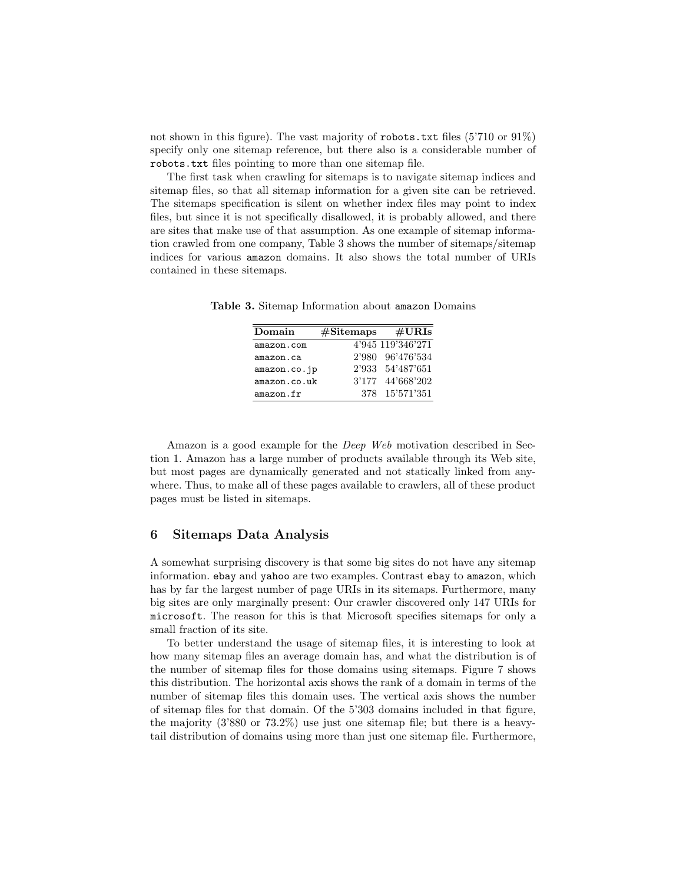not shown in this figure). The vast majority of robots.txt files (5'710 or 91%) specify only one sitemap reference, but there also is a considerable number of robots.txt files pointing to more than one sitemap file.

The first task when crawling for sitemaps is to navigate sitemap indices and sitemap files, so that all sitemap information for a given site can be retrieved. The sitemaps specification is silent on whether index files may point to index files, but since it is not specifically disallowed, it is probably allowed, and there are sites that make use of that assumption. As one example of sitemap information crawled from one company, Table 3 shows the number of sitemaps/sitemap indices for various amazon domains. It also shows the total number of URIs contained in these sitemaps.

**Table 3.** Sitemap Information about amazon Domains

| Domain | #Sitemaps | #URIs |
|---|---|---|
| amazon.com | 4'945 | 119'346'271 |
| amazon.ca | 2'980 | 96'476'534 |
| amazon.co.jp | 2'933 | 54'487'651 |
| amazon.co.uk | 3'177 | 44'668'202 |
| amazon.fr | 378 | 15'571'351 |

Amazon is a good example for the *Deep Web* motivation described in Section 1. Amazon has a large number of products available through its Web site, but most pages are dynamically generated and not statically linked from anywhere. Thus, to make all of these pages available to crawlers, all of these product pages must be listed in sitemaps.

## 6 Sitemaps Data Analysis

A somewhat surprising discovery is that some big sites do not have any sitemap information. ebay and yahoo are two examples. Contrast ebay to amazon, which has by far the largest number of page URIs in its sitemaps. Furthermore, many big sites are only marginally present: Our crawler discovered only 147 URIs for microsoft. The reason for this is that Microsoft specifies sitemaps for only a small fraction of its site.

To better understand the usage of sitemap files, it is interesting to look at how many sitemap files an average domain has, and what the distribution is of the number of sitemap files for those domains using sitemaps. Figure 7 shows this distribution. The horizontal axis shows the rank of a domain in terms of the number of sitemap files this domain uses. The vertical axis shows the number of sitemap files for that domain. Of the 5'303 domains included in that figure, the majority (3'880 or 73.2%) use just one sitemap file; but there is a heavy-tail distribution of domains using more than just one sitemap file. Furthermore,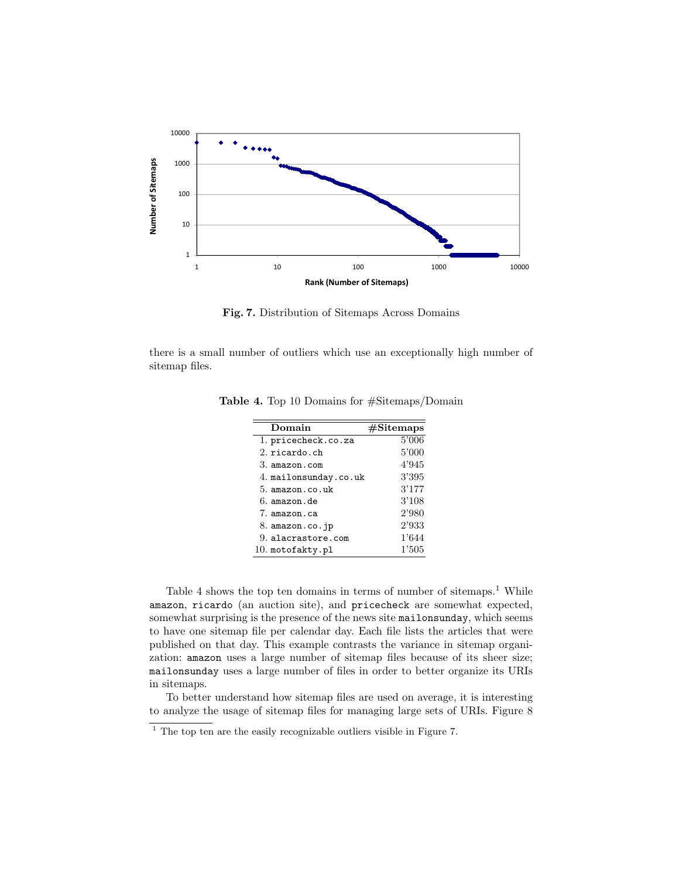**Fig. 7.** Distribution of Sitemaps Across Domains

there is a small number of outliers which use an exceptionally high number of sitemap files.

**Table 4.** Top 10 Domains for #Sitemaps/Domain

| Domain | #Sitemaps |
|---|---|
| 1. pricecheck.co.za | 5'006 |
| 2. ricardo.ch | 5'000 |
| 3. amazon.com | 4'945 |
| 4. mailonsunday.co.uk | 3'395 |
| 5. amazon.co.uk | 3'177 |
| 6. amazon.de | 3'108 |
| 7. amazon.ca | 2'980 |
| 8. amazon.co.jp | 2'933 |
| 9. alacrastore.com | 1'644 |
| 10. motofakty.pl | 1'505 |

Table 4 shows the top ten domains in terms of number of sitemaps.[1] While `amazon`, `ricardo` (an auction site), and `pricecheck` are somewhat expected, somewhat surprising is the presence of the news site `mailonsunday`, which seems to have one sitemap file per calendar day. Each file lists the articles that were published on that day. This example contrasts the variance in sitemap organization: `amazon` uses a large number of sitemap files because of its sheer size; `mailonsunday` uses a large number of files in order to better organize its URIs in sitemaps.

To better understand how sitemap files are used on average, it is interesting to analyze the usage of sitemap files for managing large sets of URIs. Figure 8

[1] The top ten are the easily recognizable outliers visible in Figure 7.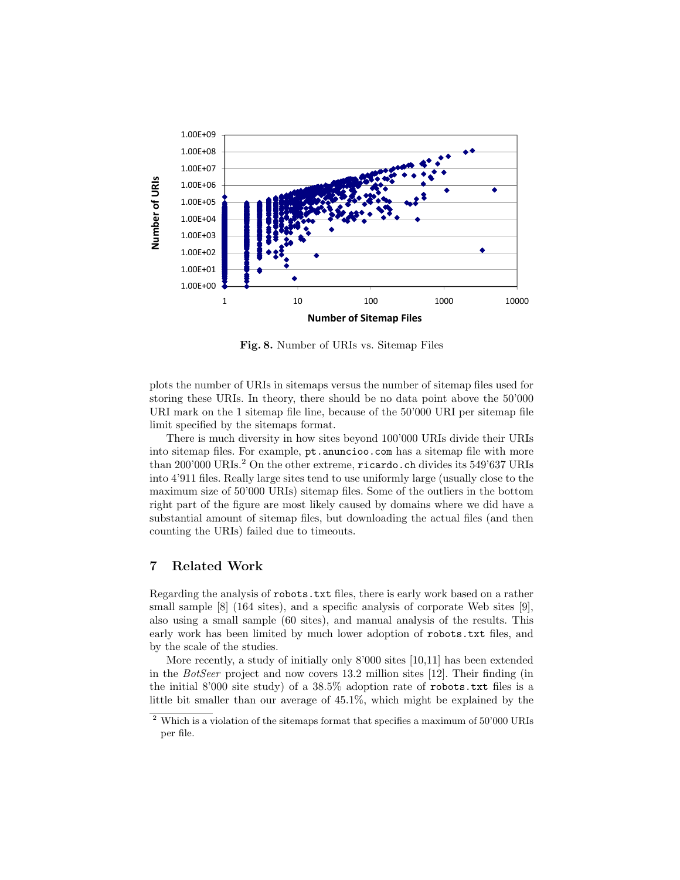**Fig. 8.** Number of URIs vs. Sitemap Files

plots the number of URIs in sitemaps versus the number of sitemap files used for storing these URIs. In theory, there should be no data point above the 50'000 URI mark on the 1 sitemap file line, because of the 50'000 URI per sitemap file limit specified by the sitemaps format.

There is much diversity in how sites beyond 100'000 URIs divide their URIs into sitemap files. For example, `pt.anuncioo.com` has a sitemap file with more than 200'000 URIs.[2] On the other extreme, `ricardo.ch` divides its 549'637 URIs into 4'911 files. Really large sites tend to use uniformly large (usually close to the maximum size of 50'000 URIs) sitemap files. Some of the outliers in the bottom right part of the figure are most likely caused by domains where we did have a substantial amount of sitemap files, but downloading the actual files (and then counting the URIs) failed due to timeouts.

## 7 Related Work

Regarding the analysis of `robots.txt` files, there is early work based on a rather small sample [8] (164 sites), and a specific analysis of corporate Web sites [9], also using a small sample (60 sites), and manual analysis of the results. This early work has been limited by much lower adoption of `robots.txt` files, and by the scale of the studies.

More recently, a study of initially only 8'000 sites [10,11] has been extended in the *BotSeer* project and now covers 13.2 million sites [12]. Their finding (in the initial 8'000 site study) of a 38.5% adoption rate of `robots.txt` files is a little bit smaller than our average of 45.1%, which might be explained by the

[2] Which is a violation of the sitemaps format that specifies a maximum of 50'000 URIs per file.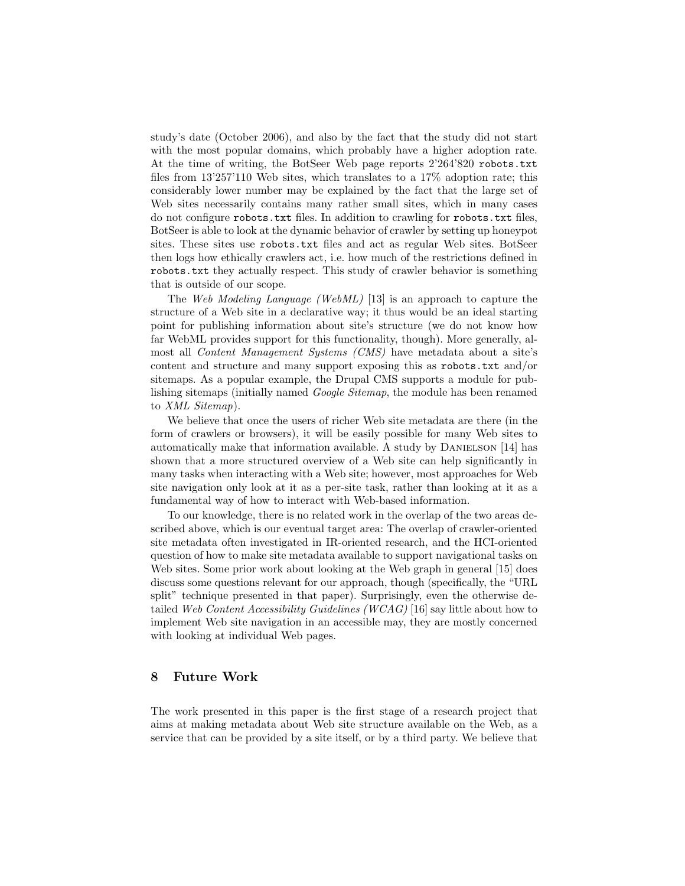study's date (October 2006), and also by the fact that the study did not start with the most popular domains, which probably have a higher adoption rate. At the time of writing, the BotSeer Web page reports 2'264'820 `robots.txt` files from 13'257'110 Web sites, which translates to a 17% adoption rate; this considerably lower number may be explained by the fact that the large set of Web sites necessarily contains many rather small sites, which in many cases do not configure `robots.txt` files. In addition to crawling for `robots.txt` files, BotSeer is able to look at the dynamic behavior of crawler by setting up honeypot sites. These sites use `robots.txt` files and act as regular Web sites. BotSeer then logs how ethically crawlers act, i.e. how much of the restrictions defined in `robots.txt` they actually respect. This study of crawler behavior is something that is outside of our scope.

The *Web Modeling Language (WebML)* [13] is an approach to capture the structure of a Web site in a declarative way; it thus would be an ideal starting point for publishing information about site's structure (we do not know how far WebML provides support for this functionality, though). More generally, almost all *Content Management Systems (CMS)* have metadata about a site's content and structure and many support exposing this as `robots.txt` and/or sitemaps. As a popular example, the Drupal CMS supports a module for publishing sitemaps (initially named *Google Sitemap*, the module has been renamed to *XML Sitemap*).

We believe that once the users of richer Web site metadata are there (in the form of crawlers or browsers), it will be easily possible for many Web sites to automatically make that information available. A study by Danielson [14] has shown that a more structured overview of a Web site can help significantly in many tasks when interacting with a Web site; however, most approaches for Web site navigation only look at it as a per-site task, rather than looking at it as a fundamental way of how to interact with Web-based information.

To our knowledge, there is no related work in the overlap of the two areas described above, which is our eventual target area: The overlap of crawler-oriented site metadata often investigated in IR-oriented research, and the HCI-oriented question of how to make site metadata available to support navigational tasks on Web sites. Some prior work about looking at the Web graph in general [15] does discuss some questions relevant for our approach, though (specifically, the "URL split" technique presented in that paper). Surprisingly, even the otherwise detailed *Web Content Accessibility Guidelines (WCAG)* [16] say little about how to implement Web site navigation in an accessible may, they are mostly concerned with looking at individual Web pages.

## 8 Future Work

The work presented in this paper is the first stage of a research project that aims at making metadata about Web site structure available on the Web, as a service that can be provided by a site itself, or by a third party. We believe that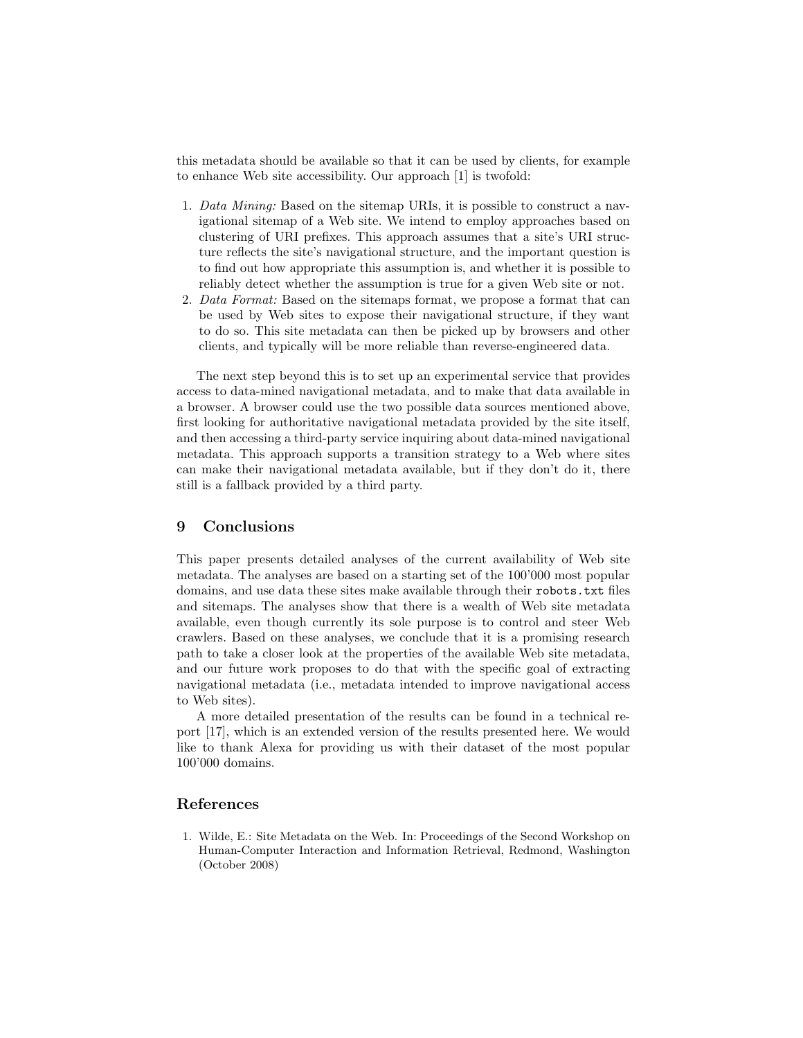this metadata should be available so that it can be used by clients, for example to enhance Web site accessibility. Our approach [1] is twofold:

1. *Data Mining:* Based on the sitemap URIs, it is possible to construct a navigational sitemap of a Web site. We intend to employ approaches based on clustering of URI prefixes. This approach assumes that a site's URI structure reflects the site's navigational structure, and the important question is to find out how appropriate this assumption is, and whether it is possible to reliably detect whether the assumption is true for a given Web site or not.
2. *Data Format:* Based on the sitemaps format, we propose a format that can be used by Web sites to expose their navigational structure, if they want to do so. This site metadata can then be picked up by browsers and other clients, and typically will be more reliable than reverse-engineered data.

The next step beyond this is to set up an experimental service that provides access to data-mined navigational metadata, and to make that data available in a browser. A browser could use the two possible data sources mentioned above, first looking for authoritative navigational metadata provided by the site itself, and then accessing a third-party service inquiring about data-mined navigational metadata. This approach supports a transition strategy to a Web where sites can make their navigational metadata available, but if they don't do it, there still is a fallback provided by a third party.

## 9 Conclusions

This paper presents detailed analyses of the current availability of Web site metadata. The analyses are based on a starting set of the 100'000 most popular domains, and use data these sites make available through their `robots.txt` files and sitemaps. The analyses show that there is a wealth of Web site metadata available, even though currently its sole purpose is to control and steer Web crawlers. Based on these analyses, we conclude that it is a promising research path to take a closer look at the properties of the available Web site metadata, and our future work proposes to do that with the specific goal of extracting navigational metadata (i.e., metadata intended to improve navigational access to Web sites).

A more detailed presentation of the results can be found in a technical report [17], which is an extended version of the results presented here. We would like to thank Alexa for providing us with their dataset of the most popular 100'000 domains.

## References

1. Wilde, E.: Site Metadata on the Web. In: Proceedings of the Second Workshop on Human-Computer Interaction and Information Retrieval, Redmond, Washington (October 2008)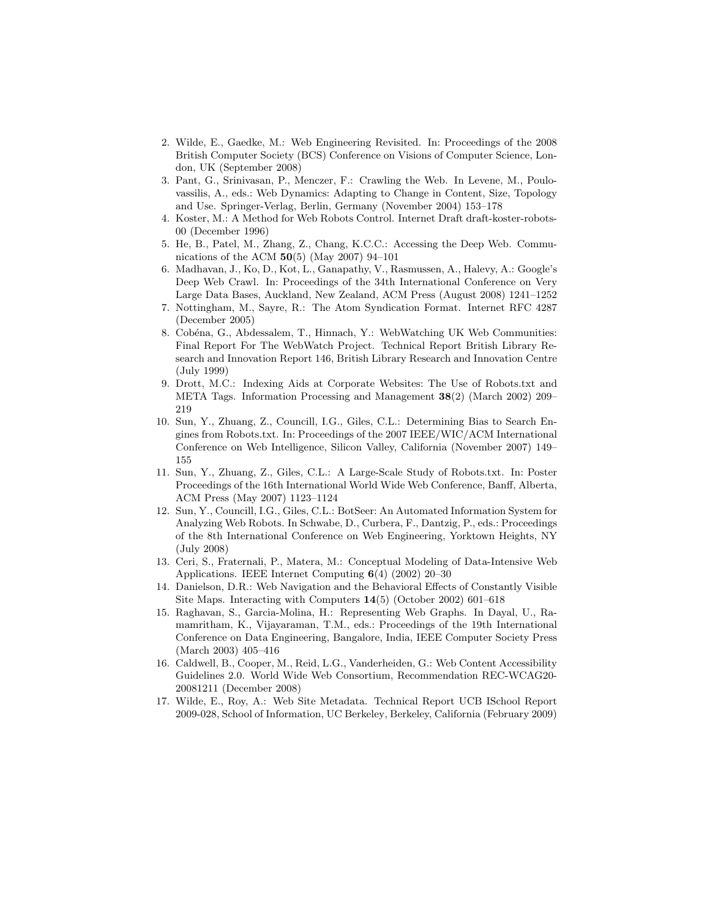2. Wilde, E., Gaedke, M.: Web Engineering Revisited. In: Proceedings of the 2008 British Computer Society (BCS) Conference on Visions of Computer Science, London, UK (September 2008)
3. Pant, G., Srinivasan, P., Menczer, F.: Crawling the Web. In Levene, M., Poulovassilis, A., eds.: Web Dynamics: Adapting to Change in Content, Size, Topology and Use. Springer-Verlag, Berlin, Germany (November 2004) 153–178
4. Koster, M.: A Method for Web Robots Control. Internet Draft draft-koster-robots-00 (December 1996)
5. He, B., Patel, M., Zhang, Z., Chang, K.C.C.: Accessing the Deep Web. Communications of the ACM **50**(5) (May 2007) 94–101
6. Madhavan, J., Ko, D., Kot, L., Ganapathy, V., Rasmussen, A., Halevy, A.: Google's Deep Web Crawl. In: Proceedings of the 34th International Conference on Very Large Data Bases, Auckland, New Zealand, ACM Press (August 2008) 1241–1252
7. Nottingham, M., Sayre, R.: The Atom Syndication Format. Internet RFC 4287 (December 2005)
8. Cobéna, G., Abdessalem, T., Hinnach, Y.: WebWatching UK Web Communities: Final Report For The WebWatch Project. Technical Report British Library Research and Innovation Report 146, British Library Research and Innovation Centre (July 1999)
9. Drott, M.C.: Indexing Aids at Corporate Websites: The Use of Robots.txt and META Tags. Information Processing and Management **38**(2) (March 2002) 209–219
10. Sun, Y., Zhuang, Z., Councill, I.G., Giles, C.L.: Determining Bias to Search Engines from Robots.txt. In: Proceedings of the 2007 IEEE/WIC/ACM International Conference on Web Intelligence, Silicon Valley, California (November 2007) 149–155
11. Sun, Y., Zhuang, Z., Giles, C.L.: A Large-Scale Study of Robots.txt. In: Poster Proceedings of the 16th International World Wide Web Conference, Banff, Alberta, ACM Press (May 2007) 1123–1124
12. Sun, Y., Councill, I.G., Giles, C.L.: BotSeer: An Automated Information System for Analyzing Web Robots. In Schwabe, D., Curbera, F., Dantzig, P., eds.: Proceedings of the 8th International Conference on Web Engineering, Yorktown Heights, NY (July 2008)
13. Ceri, S., Fraternali, P., Matera, M.: Conceptual Modeling of Data-Intensive Web Applications. IEEE Internet Computing **6**(4) (2002) 20–30
14. Danielson, D.R.: Web Navigation and the Behavioral Effects of Constantly Visible Site Maps. Interacting with Computers **14**(5) (October 2002) 601–618
15. Raghavan, S., Garcia-Molina, H.: Representing Web Graphs. In Dayal, U., Ramamritham, K., Vijayaraman, T.M., eds.: Proceedings of the 19th International Conference on Data Engineering, Bangalore, India, IEEE Computer Society Press (March 2003) 405–416
16. Caldwell, B., Cooper, M., Reid, L.G., Vanderheiden, G.: Web Content Accessibility Guidelines 2.0. World Wide Web Consortium, Recommendation REC-WCAG20-20081211 (December 2008)
17. Wilde, E., Roy, A.: Web Site Metadata. Technical Report UCB ISchool Report 2009-028, School of Information, UC Berkeley, Berkeley, California (February 2009)